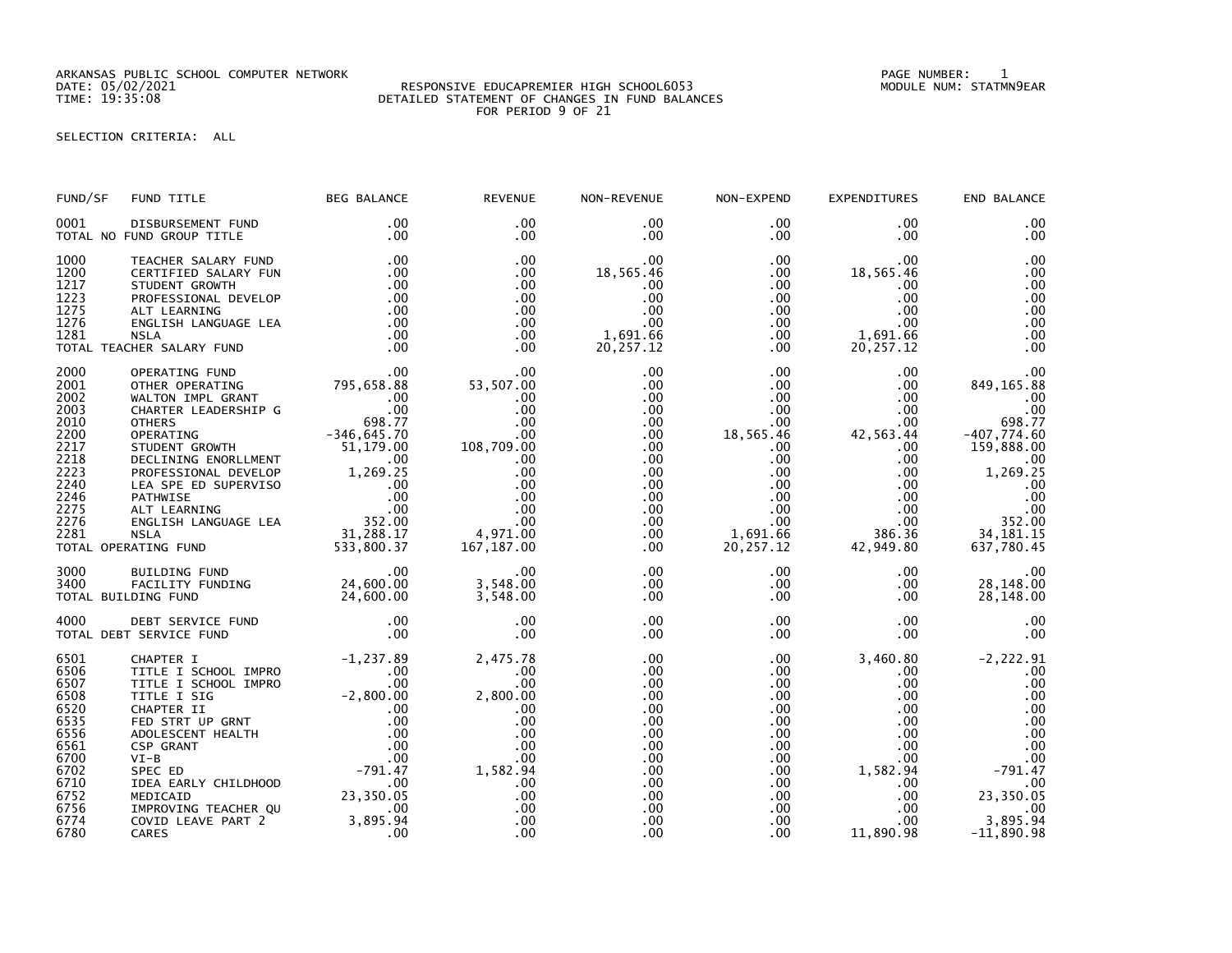ARKANSAS PUBLIC SCHOOL COMPUTER NETWORK
DATE: 05/02/2021
TIME: 19:35:08

RESPONSIVE EDUCAPREMIER HIGH SCHOOL6053
DETAILED STATEMENT OF CHANGES IN FUND BALANCES
FOR PERIOD 9 OF 21

PAGE NUMBER: 1
MODULE NUM: STATMN9EAR

SELECTION CRITERIA: ALL

| FUND/SF | FUND TITLE | BEG BALANCE | REVENUE | NON-REVENUE | NON-EXPEND | EXPENDITURES | END BALANCE |
|---|---|---|---|---|---|---|---|
| 0001 | DISBURSEMENT FUND | .00 | .00 | .00 | .00 | .00 | .00 |
| TOTAL NO FUND GROUP TITLE | | .00 | .00 | .00 | .00 | .00 | .00 |
| 1000 | TEACHER SALARY FUND | .00 | .00 | .00 | .00 | .00 | .00 |
| 1200 | CERTIFIED SALARY FUN | .00 | .00 | 18,565.46 | .00 | 18,565.46 | .00 |
| 1217 | STUDENT GROWTH | .00 | .00 | .00 | .00 | .00 | .00 |
| 1223 | PROFESSIONAL DEVELOP | .00 | .00 | .00 | .00 | .00 | .00 |
| 1275 | ALT LEARNING | .00 | .00 | .00 | .00 | .00 | .00 |
| 1276 | ENGLISH LANGUAGE LEA | .00 | .00 | .00 | .00 | .00 | .00 |
| 1281 | NSLA | .00 | .00 | 1,691.66 | .00 | 1,691.66 | .00 |
| TOTAL TEACHER SALARY FUND | | .00 | .00 | 20,257.12 | .00 | 20,257.12 | .00 |
| 2000 | OPERATING FUND | .00 | .00 | .00 | .00 | .00 | .00 |
| 2001 | OTHER OPERATING | 795,658.88 | 53,507.00 | .00 | .00 | .00 | 849,165.88 |
| 2002 | WALTON IMPL GRANT | .00 | .00 | .00 | .00 | .00 | .00 |
| 2003 | CHARTER LEADERSHIP G | .00 | .00 | .00 | .00 | .00 | .00 |
| 2010 | OTHERS | 698.77 | .00 | .00 | .00 | .00 | 698.77 |
| 2200 | OPERATING | -346,645.70 | .00 | .00 | 18,565.46 | 42,563.44 | -407,774.60 |
| 2217 | STUDENT GROWTH | 51,179.00 | 108,709.00 | .00 | .00 | .00 | 159,888.00 |
| 2218 | DECLINING ENORLLMENT | .00 | .00 | .00 | .00 | .00 | .00 |
| 2223 | PROFESSIONAL DEVELOP | 1,269.25 | .00 | .00 | .00 | .00 | 1,269.25 |
| 2240 | LEA SPE ED SUPERVISO | .00 | .00 | .00 | .00 | .00 | .00 |
| 2246 | PATHWISE | .00 | .00 | .00 | .00 | .00 | .00 |
| 2275 | ALT LEARNING | .00 | .00 | .00 | .00 | .00 | .00 |
| 2276 | ENGLISH LANGUAGE LEA | 352.00 | .00 | .00 | .00 | .00 | 352.00 |
| 2281 | NSLA | 31,288.17 | 4,971.00 | .00 | 1,691.66 | 386.36 | 34,181.15 |
| TOTAL OPERATING FUND | | 533,800.37 | 167,187.00 | .00 | 20,257.12 | 42,949.80 | 637,780.45 |
| 3000 | BUILDING FUND | .00 | .00 | .00 | .00 | .00 | .00 |
| 3400 | FACILITY FUNDING | 24,600.00 | 3,548.00 | .00 | .00 | .00 | 28,148.00 |
| TOTAL BUILDING FUND | | 24,600.00 | 3,548.00 | .00 | .00 | .00 | 28,148.00 |
| 4000 | DEBT SERVICE FUND | .00 | .00 | .00 | .00 | .00 | .00 |
| TOTAL DEBT SERVICE FUND | | .00 | .00 | .00 | .00 | .00 | .00 |
| 6501 | CHAPTER I | -1,237.89 | 2,475.78 | .00 | .00 | 3,460.80 | -2,222.91 |
| 6506 | TITLE I SCHOOL IMPRO | .00 | .00 | .00 | .00 | .00 | .00 |
| 6507 | TITLE I SCHOOL IMPRO | .00 | .00 | .00 | .00 | .00 | .00 |
| 6508 | TITLE I SIG | -2,800.00 | 2,800.00 | .00 | .00 | .00 | .00 |
| 6520 | CHAPTER II | .00 | .00 | .00 | .00 | .00 | .00 |
| 6535 | FED STRT UP GRNT | .00 | .00 | .00 | .00 | .00 | .00 |
| 6556 | ADOLESCENT HEALTH | .00 | .00 | .00 | .00 | .00 | .00 |
| 6561 | CSP GRANT | .00 | .00 | .00 | .00 | .00 | .00 |
| 6700 | VI-B | .00 | .00 | .00 | .00 | .00 | .00 |
| 6702 | SPEC ED | -791.47 | 1,582.94 | .00 | .00 | 1,582.94 | -791.47 |
| 6710 | IDEA EARLY CHILDHOOD | .00 | .00 | .00 | .00 | .00 | .00 |
| 6752 | MEDICAID | 23,350.05 | .00 | .00 | .00 | .00 | 23,350.05 |
| 6756 | IMPROVING TEACHER QU | .00 | .00 | .00 | .00 | .00 | .00 |
| 6774 | COVID LEAVE PART 2 | 3,895.94 | .00 | .00 | .00 | .00 | 3,895.94 |
| 6780 | CARES | .00 | .00 | .00 | .00 | 11,890.98 | -11,890.98 |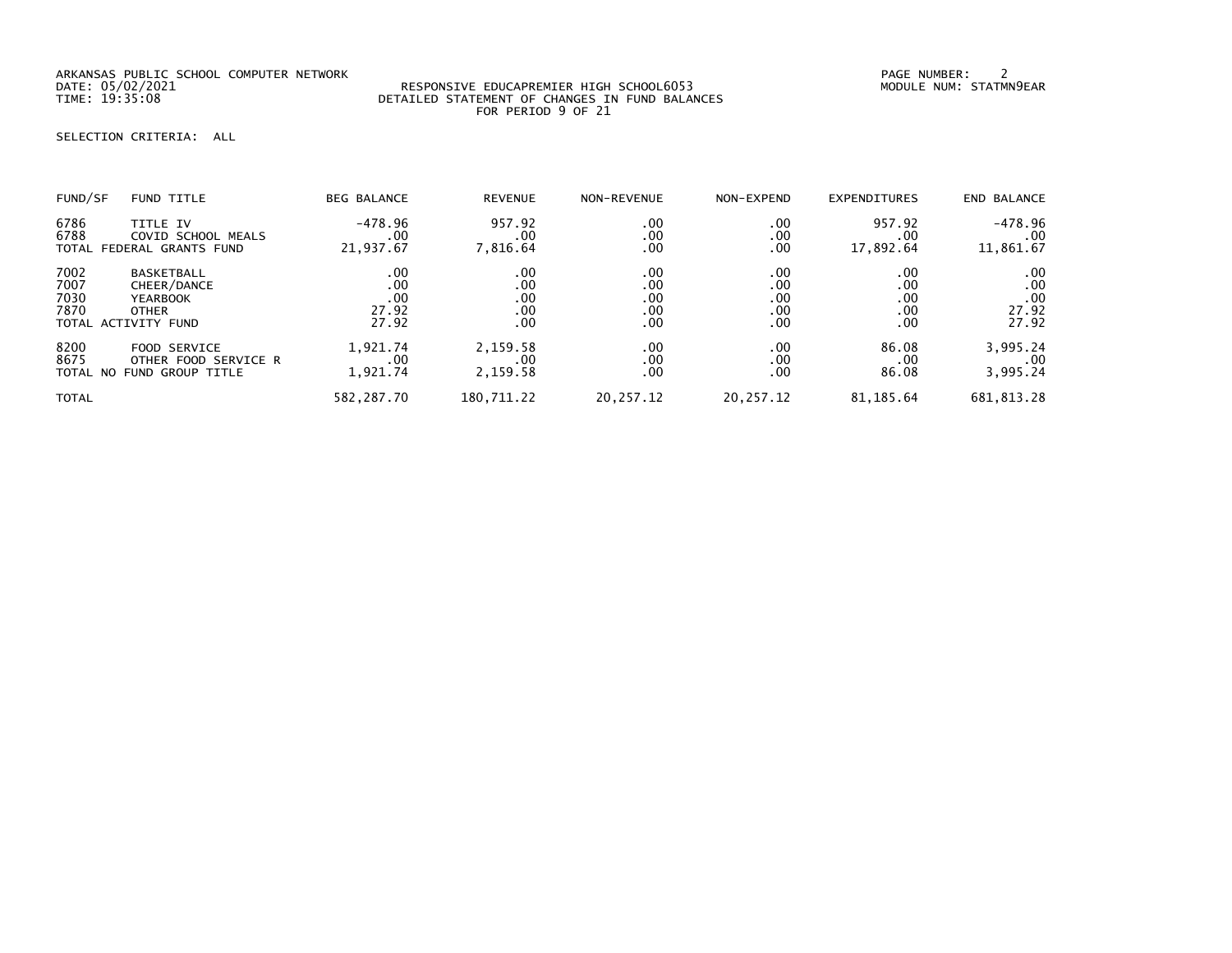ARKANSAS PUBLIC SCHOOL COMPUTER NETWORK
DATE: 05/02/2021
TIME: 19:35:08

RESPONSIVE EDUCAPREMIER HIGH SCHOOL6053
DETAILED STATEMENT OF CHANGES IN FUND BALANCES
FOR PERIOD 9 OF 21

PAGE NUMBER: 2
MODULE NUM: STATMN9EAR

SELECTION CRITERIA: ALL

| FUND/SF | FUND TITLE | BEG BALANCE | REVENUE | NON-REVENUE | NON-EXPEND | EXPENDITURES | END BALANCE |
|---|---|---|---|---|---|---|---|
| 6786 | TITLE IV | -478.96 | 957.92 | .00 | .00 | 957.92 | -478.96 |
| 6788 | COVID SCHOOL MEALS | .00 | .00 | .00 | .00 | .00 | .00 |
| TOTAL FEDERAL GRANTS FUND | | 21,937.67 | 7,816.64 | .00 | .00 | 17,892.64 | 11,861.67 |
| 7002 | BASKETBALL | .00 | .00 | .00 | .00 | .00 | .00 |
| 7007 | CHEER/DANCE | .00 | .00 | .00 | .00 | .00 | .00 |
| 7030 | YEARBOOK | .00 | .00 | .00 | .00 | .00 | .00 |
| 7870 | OTHER | 27.92 | .00 | .00 | .00 | .00 | 27.92 |
| TOTAL ACTIVITY FUND | | 27.92 | .00 | .00 | .00 | .00 | 27.92 |
| 8200 | FOOD SERVICE | 1,921.74 | 2,159.58 | .00 | .00 | 86.08 | 3,995.24 |
| 8675 | OTHER FOOD SERVICE R | .00 | .00 | .00 | .00 | .00 | .00 |
| TOTAL NO FUND GROUP TITLE | | 1,921.74 | 2,159.58 | .00 | .00 | 86.08 | 3,995.24 |
| TOTAL | | 582,287.70 | 180,711.22 | 20,257.12 | 20,257.12 | 81,185.64 | 681,813.28 |